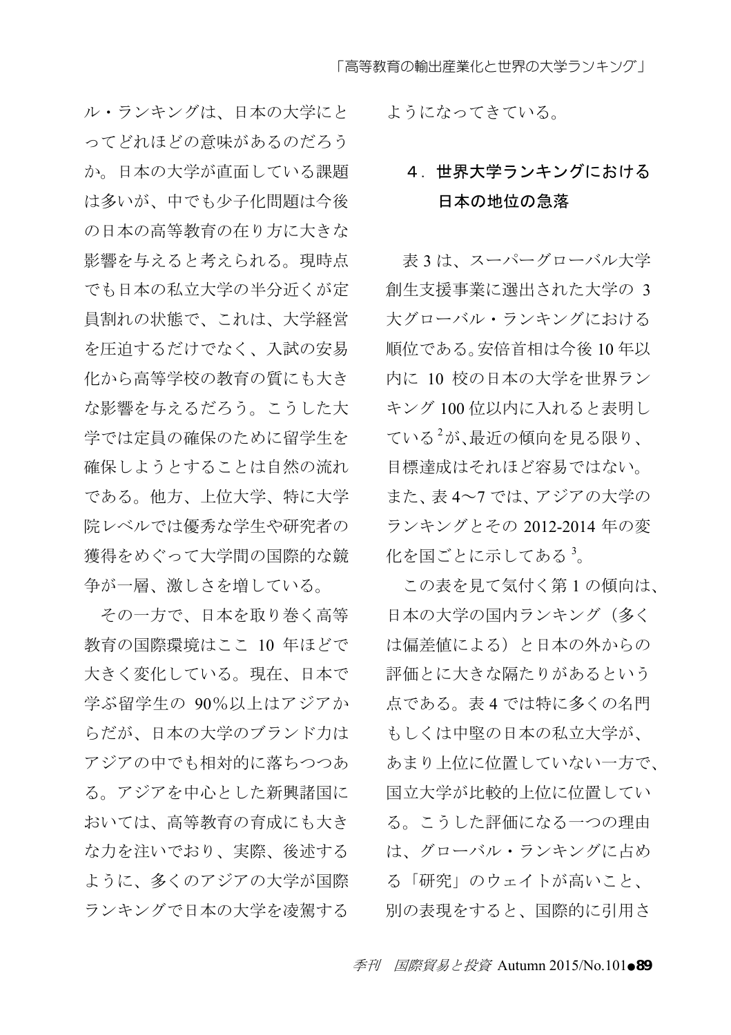ル・ランキングは、日本の大学にとってどれほどの意味があるのだろうか。日本の大学が直面している課題は多いが、中でも少子化問題は今後の日本の高等教育の在り方に大きな影響を与えると考えられる。現時点でも日本の私立大学の半分近くが定員割れの状態で、これは、大学経営を圧迫するだけでなく、入試の安易化から高等学校の教育の質にも大きな影響を与えるだろう。こうした大学では定員の確保のために留学生を確保しようとすることは自然の流れである。他方、上位大学、特に大学院レベルでは優秀な学生や研究者の獲得をめぐって大学間の国際的な競争が一層、激しさを増している。

その一方で、日本を取り巻く高等教育の国際環境はここ 10 年ほどで大きく変化している。現在、日本で学ぶ留学生の 90％以上はアジアからだが、日本の大学のブランド力はアジアの中でも相対的に落ちつつある。アジアを中心とした新興諸国においては、高等教育の育成にも大きな力を注いでおり、実際、後述するように、多くのアジアの大学が国際ランキングで日本の大学を凌駕するようになってきている。

## 4．世界大学ランキングにおける日本の地位の急落

表 3 は、スーパーグローバル大学創生支援事業に選出された大学の 3 大グローバル・ランキングにおける順位である。安倍首相は今後 10 年以内に 10 校の日本の大学を世界ランキング 100 位以内に入れると表明している[2]が、最近の傾向を見る限り、目標達成はそれほど容易ではない。また、表 4～7 では、アジアの大学のランキングとその 2012-2014 年の変化を国ごとに示してある[3]。

この表を見て気付く第 1 の傾向は、日本の大学の国内ランキング（多くは偏差値による）と日本の外からの評価とに大きな隔たりがあるという点である。表 4 では特に多くの名門もしくは中堅の日本の私立大学が、あまり上位に位置していない一方で、国立大学が比較的上位に位置している。こうした評価になる一つの理由は、グローバル・ランキングに占める「研究」のウェイトが高いこと、別の表現をすると、国際的に引用さ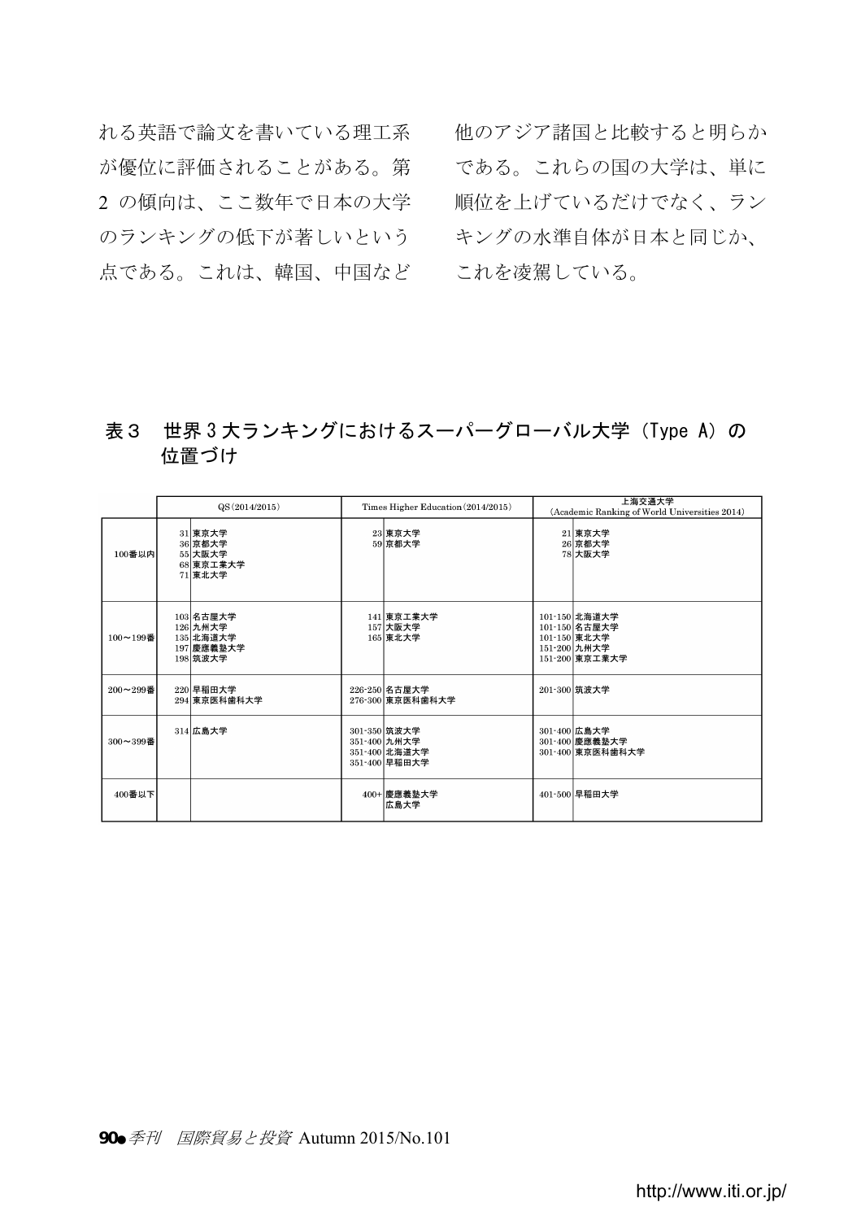れる英語で論文を書いている理工系が優位に評価されることがある。第2の傾向は、ここ数年で日本の大学のランキングの低下が著しいという点である。これは、韓国、中国など他のアジア諸国と比較すると明らかである。これらの国の大学は、単に順位を上げているだけでなく、ランキングの水準自体が日本と同じか、これを凌駕している。

## 表３　世界３大ランキングにおけるスーパーグローバル大学（Type A）の位置づけ

| | QS(2014/2015) | | Times Higher Education(2014/2015) | | 上海交通大学 (Academic Ranking of World Universities 2014) | |
|---|---|---|---|---|---|---|
| 100番以内 | 31<br>36<br>55<br>68<br>71 | 東京大学<br>京都大学<br>大阪大学<br>東京工業大学<br>東北大学 | 23<br>59 | 東京大学<br>京都大学 | 21<br>26<br>78 | 東京大学<br>京都大学<br>大阪大学 |
| 100～199番 | 103<br>126<br>135<br>197<br>198 | 名古屋大学<br>九州大学<br>北海道大学<br>慶應義塾大学<br>筑波大学 | 141<br>157<br>165 | 東京工業大学<br>大阪大学<br>東北大学 | 101-150<br>101-150<br>101-150<br>151-200<br>151-200 | 北海道大学<br>名古屋大学<br>東北大学<br>九州大学<br>東京工業大学 |
| 200～299番 | 220<br>294 | 早稲田大学<br>東京医科歯科大学 | 226-250<br>276-300 | 名古屋大学<br>東京医科歯科大学 | 201-300 | 筑波大学 |
| 300～399番 | 314 | 広島大学 | 301-350<br>351-400<br>351-400<br>351-400 | 筑波大学<br>九州大学<br>北海道大学<br>早稲田大学 | 301-400<br>301-400<br>301-400 | 広島大学<br>慶應義塾大学<br>東京医科歯科大学 |
| 400番以下 | | | 400+ | 慶應義塾大学<br>広島大学 | 401-500 | 早稲田大学 |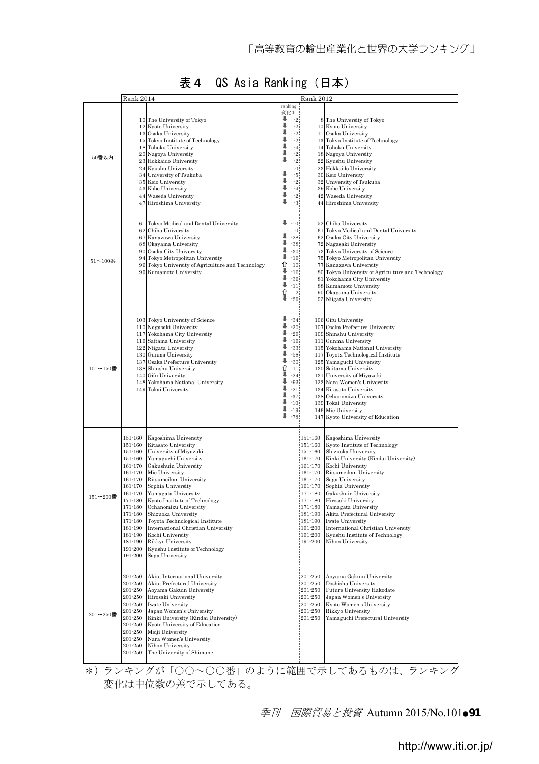# 表４　QS Asia Ranking（日本）

| | Rank 2014 | | ranking 変化＊ | Rank 2012 | |
|---|---|---|---|---|---|
| 50番以内 | 10 | The University of Tokyo | ⬇ -2 | 8 | The University of Tokyo |
| | 12 | Kyoto University | ⬇ -2 | 10 | Kyoto University |
| | 13 | Osaka University | ⬇ -2 | 11 | Osaka University |
| | 15 | Tokyo Institute of Technology | ⬇ -2 | 13 | Tokyo Institute of Technology |
| | 18 | Tohoku University | ⬇ -4 | 14 | Tohoku University |
| | 20 | Nagoya University | ⬇ -2 | 18 | Nagoya University |
| | 23 | Hokkaido University | ⬇ -2 | 22 | Kyushu University |
| | 24 | Kyushu University | 0 | 23 | Hokkaido University |
| | 34 | University of Tsukuba | ⬇ -5 | 30 | Keio University |
| | 35 | Keio University | ⬇ -2 | 32 | University of Tsukuba |
| | 43 | Kobe University | ⬇ -4 | 39 | Kobe University |
| | 44 | Waseda University | ⬇ -2 | 42 | Waseda University |
| | 47 | Hiroshima University | ⬇ -3 | 44 | Hiroshima University |
| 51～100番 | 61 | Tokyo Medical and Dental University | ⬇ -10 | 52 | Chiba University |
| | 62 | Chiba University | 0 | 61 | Tokyo Medical and Dental University |
| | 67 | Kanazawa University | ⬇ -28 | 62 | Osaka City University |
| | 88 | Okayama University | ⬇ -38 | 72 | Nagasaki University |
| | 90 | Osaka City University | ⬇ -30 | 73 | Tokyo University of Science |
| | 94 | Tokyo Metropolitan University | ⬇ -19 | 75 | Tokyo Metropolitan University |
| | 96 | Tokyo University of Agriculture and Technology | ⇧ 10 | 77 | Kanazawa University |
| | 99 | Kumamoto University | ⬇ -16 | 80 | Tokyo University of Agriculture and Technology |
| | | | ⬇ -36 | 81 | Yokohama City University |
| | | | ⬇ -11 | 88 | Kumamoto University |
| | | | ⇧ 2 | 90 | Okayama University |
| | | | ⬇ -29 | 93 | Niigata University |
| 101～150番 | 103 | Tokyo University of Science | ⬇ -34 | 106 | Gifu University |
| | 110 | Nagasaki University | ⬇ -30 | 107 | Osaka Prefecture University |
| | 117 | Yokohama City University | ⬇ -29 | 109 | Shinshu University |
| | 119 | Saitama University | ⬇ -19 | 111 | Gunma University |
| | 122 | Niigata University | ⬇ -33 | 115 | Yokohama National University |
| | 130 | Gunma University | ⬇ -58 | 117 | Toyota Technological Institute |
| | 137 | Osaka Prefecture University | ⬇ -30 | 125 | Yamaguchi University |
| | 138 | Shinshu University | ⇧ 11 | 130 | Saitama University |
| | 140 | Gifu University | ⬇ -24 | 131 | University of Miyazaki |
| | 148 | Yokohama National University | ⬇ -93 | 132 | Nara Women's University |
| | 149 | Tokai University | ⬇ -21 | 134 | Kitasato University |
| | | | ⬇ -37 | 138 | Ochanomizu University |
| | | | ⬇ -10 | 139 | Tokai University |
| | | | ⬇ -19 | 146 | Mie University |
| | | | ⬇ -78 | 147 | Kyoto University of Education |
| 151～200番 | 151-160 | Kagoshima University | | 151-160 | Kagoshima University |
| | 151-160 | Kitasato University | | 151-160 | Kyoto Institute of Technology |
| | 151-160 | University of Miyazaki | | 151-160 | Shizuoka University |
| | 151-160 | Yamaguchi University | | 161-170 | Kinki University (Kindai University) |
| | 161-170 | Gakushuin University | | 161-170 | Kochi University |
| | 161-170 | Mie University | | 161-170 | Ritsumeikan University |
| | 161-170 | Ritsumeikan University | | 161-170 | Saga University |
| | 161-170 | Sophia University | | 161-170 | Sophia University |
| | 161-170 | Yamagata University | | 171-180 | Gakushuin University |
| | 171-180 | Kyoto Institute of Technology | | 171-180 | Hirosaki University |
| | 171-180 | Ochanomizu University | | 171-180 | Yamagata University |
| | 171-180 | Shizuoka University | | 181-190 | Akita Prefectural University |
| | 171-180 | Toyota Technological Institute | | 181-190 | Iwate University |
| | 181-190 | International Christian University | | 191-200 | International Christian University |
| | 181-190 | Kochi University | | 191-200 | Kyushu Institute of Technology |
| | 181-190 | Rikkyo University | | 191-200 | Nihon University |
| | 191-200 | Kyushu Institute of Technology | | | |
| | 191-200 | Saga University | | | |
| 201～250番 | 201-250 | Akita International University | | 201-250 | Aoyama Gakuin University |
| | 201-250 | Akita Prefectural University | | 201-250 | Doshisha University |
| | 201-250 | Aoyama Gakuin University | | 201-250 | Future University Hakodate |
| | 201-250 | Hirosaki University | | 201-250 | Japan Women's University |
| | 201-250 | Iwate University | | 201-250 | Kyoto Women's University |
| | 201-250 | Japan Women's University | | 201-250 | Rikkyo University |
| | 201-250 | Kinki University (Kindai University) | | 201-250 | Yamaguchi Prefectural University |
| | 201-250 | Kyoto University of Education | | | |
| | 201-250 | Meiji University | | | |
| | 201-250 | Nara Women's University | | | |
| | 201-250 | Nihon University | | | |
| | 201-250 | The University of Shimane | | | |

＊）ランキングが「○○～○○番」のように範囲で示してあるものは、ランキング変化は中位数の差で示してある。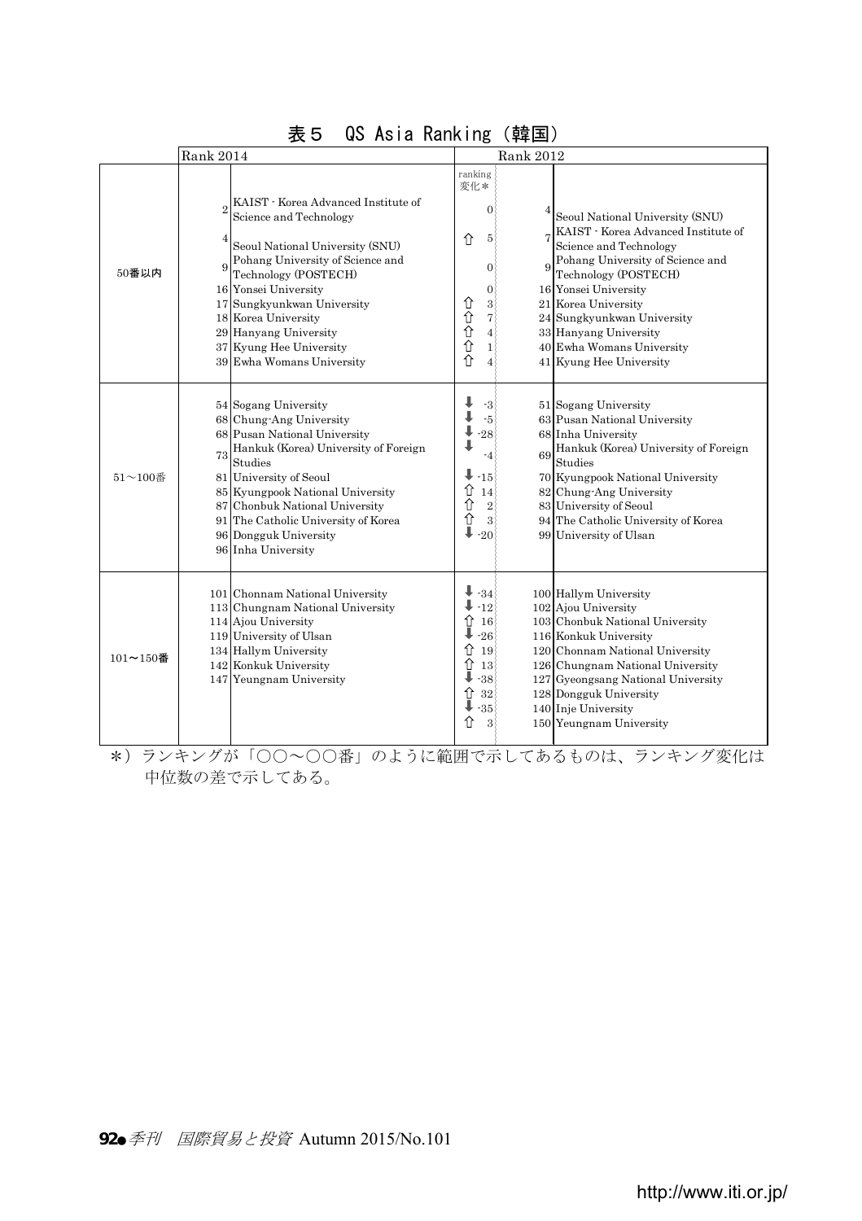# 表５　QS Asia Ranking（韓国）

| | Rank 2014 | | ranking 変化＊ | Rank 2012 | |
|---|---|---|---|---|---|
| 50番以内 | 2 | KAIST - Korea Advanced Institute of Science and Technology | 0 | 4 | Seoul National University (SNU) |
| | 4 | Seoul National University (SNU) | ⇧ 5 | 7 | KAIST - Korea Advanced Institute of Science and Technology |
| | 9 | Pohang University of Science and Technology (POSTECH) | 0 | 9 | Pohang University of Science and Technology (POSTECH) |
| | 16 | Yonsei University | 0 | 16 | Yonsei University |
| | 17 | Sungkyunkwan University | ⇧ 3 | 21 | Korea University |
| | 18 | Korea University | ⇧ 7 | 24 | Sungkyunkwan University |
| | 29 | Hanyang University | ⇧ 4 | 33 | Hanyang University |
| | 37 | Kyung Hee University | ⇧ 1 | 40 | Ewha Womans University |
| | 39 | Ewha Womans University | ⇧ 4 | 41 | Kyung Hee University |
| 51～100番 | 54 | Sogang University | ⬇ -3 | 51 | Sogang University |
| | 68 | Chung-Ang University | ⬇ -5 | 63 | Pusan National University |
| | 68 | Pusan National University | ⬇ -28 | 68 | Inha University |
| | 73 | Hankuk (Korea) University of Foreign Studies | ⬇ -4 | 69 | Hankuk (Korea) University of Foreign Studies |
| | 81 | University of Seoul | ⬇ -15 | 70 | Kyungpook National University |
| | 85 | Kyungpook National University | ⇧ 14 | 82 | Chung-Ang University |
| | 87 | Chonbuk National University | ⇧ 2 | 83 | University of Seoul |
| | 91 | The Catholic University of Korea | ⇧ 3 | 94 | The Catholic University of Korea |
| | 96 | Dongguk University | ⬇ -20 | 99 | University of Ulsan |
| | 96 | Inha University | | | |
| 101～150番 | 101 | Chonnam National University | ⬇ -34 | 100 | Hallym University |
| | 113 | Chungnam National University | ⬇ -12 | 102 | Ajou University |
| | 114 | Ajou University | ⇧ 16 | 103 | Chonbuk National University |
| | 119 | University of Ulsan | ⬇ -26 | 116 | Konkuk University |
| | 134 | Hallym University | ⇧ 19 | 120 | Chonnam National University |
| | 142 | Konkuk University | ⇧ 13 | 126 | Chungnam National University |
| | 147 | Yeungnam University | ⬇ -38 | 127 | Gyeongsang National University |
| | | | ⇧ 32 | 128 | Dongguk University |
| | | | ⬇ -35 | 140 | Inje University |
| | | | ⇧ 3 | 150 | Yeungnam University |

＊）ランキングが「○○～○○番」のように範囲で示してあるものは、ランキング変化は中位数の差で示してある。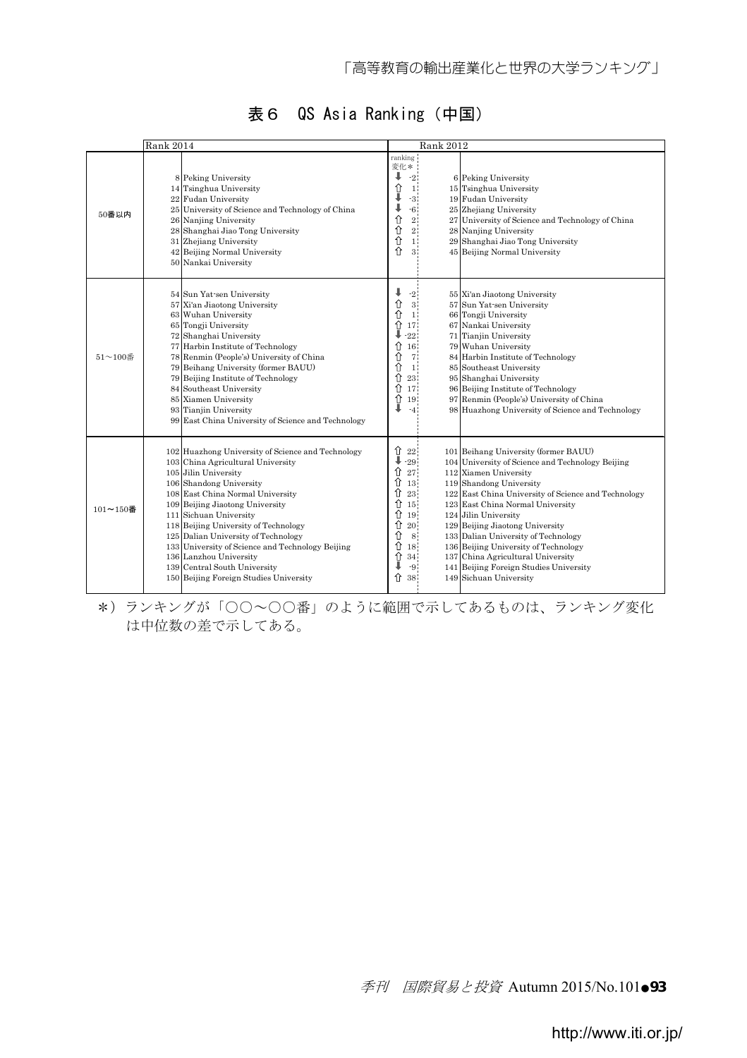## 表６　QS Asia Ranking（中国）

| | Rank 2014 | | ranking 変化＊ | Rank 2012 | |
|---|---|---|---|---|---|
| 50番以内 | 8 | Peking University | ⬇ -2 | 6 | Peking University |
| | 14 | Tsinghua University | ⇧ 1 | 15 | Tsinghua University |
| | 22 | Fudan University | ⬇ -3 | 19 | Fudan University |
| | 25 | University of Science and Technology of China | ⬇ -6 | 25 | Zhejiang University |
| | 26 | Nanjing University | ⇧ 2 | 27 | University of Science and Technology of China |
| | 28 | Shanghai Jiao Tong University | ⇧ 2 | 28 | Nanjing University |
| | 31 | Zhejiang University | ⇧ 1 | 29 | Shanghai Jiao Tong University |
| | 42 | Beijing Normal University | ⇧ 3 | 45 | Beijing Normal University |
| | 50 | Nankai University | | | |
| 51～100番 | 54 | Sun Yat-sen University | ⬇ -2 | 55 | Xi'an Jiaotong University |
| | 57 | Xi'an Jiaotong University | ⇧ 3 | 57 | Sun Yat-sen University |
| | 63 | Wuhan University | ⇧ 1 | 66 | Tongji University |
| | 65 | Tongji University | ⇧ 17 | 67 | Nankai University |
| | 72 | Shanghai University | ⬇ -22 | 71 | Tianjin University |
| | 77 | Harbin Institute of Technology | ⇧ 16 | 79 | Wuhan University |
| | 78 | Renmin (People's) University of China | ⇧ 7 | 84 | Harbin Institute of Technology |
| | 79 | Beihang University (former BAUU) | ⇧ 1 | 85 | Southeast University |
| | 79 | Beijing Institute of Technology | ⇧ 23 | 95 | Shanghai University |
| | 84 | Southeast University | ⇧ 17 | 96 | Beijing Institute of Technology |
| | 85 | Xiamen University | ⇧ 19 | 97 | Renmin (People's) University of China |
| | 93 | Tianjin University | ⬇ -4 | 98 | Huazhong University of Science and Technology |
| | 99 | East China University of Science and Technology | | | |
| 101～150番 | 102 | Huazhong University of Science and Technology | ⇧ 22 | 101 | Beihang University (former BAUU) |
| | 103 | China Agricultural University | ⬇ -29 | 104 | University of Science and Technology Beijing |
| | 105 | Jilin University | ⇧ 27 | 112 | Xiamen University |
| | 106 | Shandong University | ⇧ 13 | 119 | Shandong University |
| | 108 | East China Normal University | ⇧ 23 | 122 | East China University of Science and Technology |
| | 109 | Beijing Jiaotong University | ⇧ 15 | 123 | East China Normal University |
| | 111 | Sichuan University | ⇧ 19 | 124 | Jilin University |
| | 118 | Beijing University of Technology | ⇧ 20 | 129 | Beijing Jiaotong University |
| | 125 | Dalian University of Technology | ⇧ 8 | 133 | Dalian University of Technology |
| | 133 | University of Science and Technology Beijing | ⇧ 18 | 136 | Beijing University of Technology |
| | 136 | Lanzhou University | ⇧ 34 | 137 | China Agricultural University |
| | 139 | Central South University | ⬇ -9 | 141 | Beijing Foreign Studies University |
| | 150 | Beijing Foreign Studies University | ⇧ 38 | 149 | Sichuan University |

＊）ランキングが「○○～○○番」のように範囲で示してあるものは、ランキング変化は中位数の差で示してある。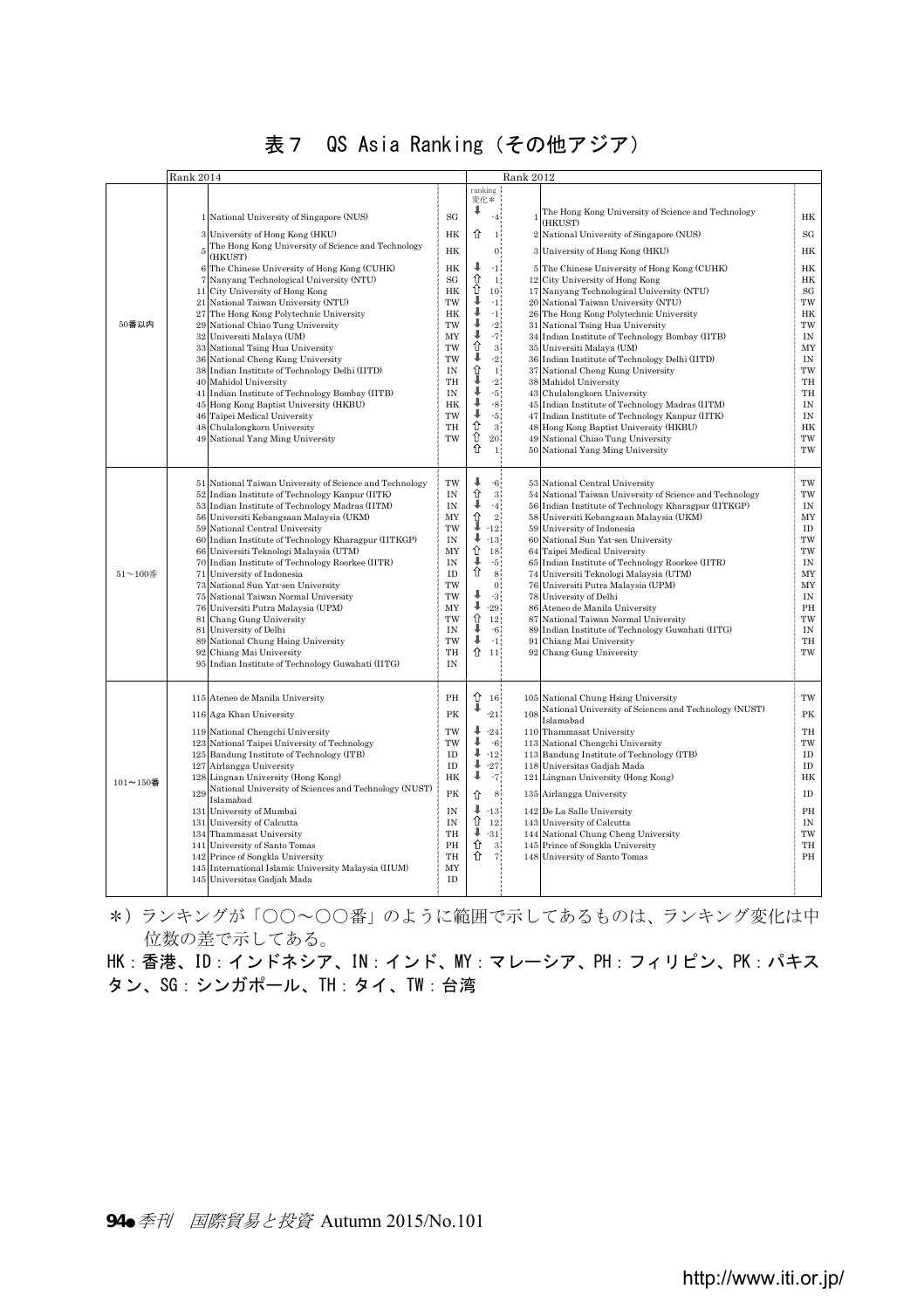# 表７　QS Asia Ranking（その他アジア）

| | Rank 2014 | | | ranking変化* | Rank 2012 | | |
|---|---|---|---|---|---|---|---|
| 50番以内 | 1 | National University of Singapore (NUS) | SG | ⬇ -4 | 1 | The Hong Kong University of Science and Technology (HKUST) | HK |
| | 3 | University of Hong Kong (HKU) | HK | ⇧ 1 | 2 | National University of Singapore (NUS) | SG |
| | 5 | The Hong Kong University of Science and Technology (HKUST) | HK | 0 | 3 | University of Hong Kong (HKU) | HK |
| | 6 | The Chinese University of Hong Kong (CUHK) | HK | ⬇ -1 | 5 | The Chinese University of Hong Kong (CUHK) | HK |
| | 7 | Nanyang Technological University (NTU) | SG | ⇧ 1 | 12 | City University of Hong Kong | HK |
| | 11 | City University of Hong Kong | HK | ⇧ 10 | 17 | Nanyang Technological University (NTU) | SG |
| | 21 | National Taiwan University (NTU) | TW | ⬇ -1 | 20 | National Taiwan University (NTU) | TW |
| | 27 | The Hong Kong Polytechnic University | HK | ⬇ -1 | 26 | The Hong Kong Polytechnic University | HK |
| | 29 | National Chiao Tung University | TW | ⬇ -2 | 31 | National Tsing Hua University | TW |
| | 32 | Universiti Malaya (UM) | MY | ⬇ -7 | 34 | Indian Institute of Technology Bombay (IITB) | IN |
| | 33 | National Tsing Hua University | TW | ⇧ 3 | 35 | Universiti Malaya (UM) | MY |
| | 36 | National Cheng Kung University | TW | ⬇ -2 | 36 | Indian Institute of Technology Delhi (IITD) | IN |
| | 38 | Indian Institute of Technology Delhi (IITD) | IN | ⇧ 1 | 37 | National Cheng Kung University | TW |
| | 40 | Mahidol University | TH | ⬇ -2 | 38 | Mahidol University | TH |
| | 41 | Indian Institute of Technology Bombay (IITB) | IN | ⬇ -5 | 43 | Chulalongkorn University | TH |
| | 45 | Hong Kong Baptist University (HKBU) | HK | ⬇ -8 | 45 | Indian Institute of Technology Madras (IITM) | IN |
| | 46 | Taipei Medical University | TW | ⬇ -5 | 47 | Indian Institute of Technology Kanpur (IITK) | IN |
| | 48 | Chulalongkorn University | TH | ⇧ 3 | 48 | Hong Kong Baptist University (HKBU) | HK |
| | 49 | National Yang Ming University | TW | ⇧ 20 | 49 | National Chiao Tung University | TW |
| | | | | ⇧ 1 | 50 | National Yang Ming University | TW |
| 51～100番 | 51 | National Taiwan University of Science and Technology | TW | ⬇ -6 | 53 | National Central University | TW |
| | 52 | Indian Institute of Technology Kanpur (IITK) | IN | ⇧ 3 | 54 | National Taiwan University of Science and Technology | TW |
| | 53 | Indian Institute of Technology Madras (IITM) | IN | ⬇ -4 | 56 | Indian Institute of Technology Kharagpur (IITKGP) | IN |
| | 56 | Universiti Kebangsaan Malaysia (UKM) | MY | ⇧ 2 | 58 | Universiti Kebangsaan Malaysia (UKM) | MY |
| | 59 | National Central University | TW | ⬇ -12 | 59 | University of Indonesia | ID |
| | 60 | Indian Institute of Technology Kharagpur (IITKGP) | IN | ⬇ -13 | 60 | National Sun Yat-sen University | TW |
| | 66 | Universiti Teknologi Malaysia (UTM) | MY | ⇧ 18 | 64 | Taipei Medical University | TW |
| | 70 | Indian Institute of Technology Roorkee (IITR) | IN | ⬇ -5 | 65 | Indian Institute of Technology Roorkee (IITR) | IN |
| | 71 | University of Indonesia | ID | ⇧ 8 | 74 | Universiti Teknologi Malaysia (UTM) | MY |
| | 73 | National Sun Yat-sen University | TW | 0 | 76 | Universiti Putra Malaysia (UPM) | MY |
| | 75 | National Taiwan Normal University | TW | ⬇ -3 | 78 | University of Delhi | IN |
| | 76 | Universiti Putra Malaysia (UPM) | MY | ⬇ -29 | 86 | Ateneo de Manila University | PH |
| | 81 | Chang Gung University | TW | ⇧ 12 | 87 | National Taiwan Normal University | TW |
| | 81 | University of Delhi | IN | ⬇ -6 | 89 | Indian Institute of Technology Guwahati (IITG) | IN |
| | 89 | National Chung Hsing University | TW | ⬇ -1 | 91 | Chiang Mai University | TH |
| | 92 | Chiang Mai University | TH | ⇧ 11 | 92 | Chang Gung University | TW |
| | 95 | Indian Institute of Technology Guwahati (IITG) | IN | | | | |
| 101～150番 | 115 | Ateneo de Manila University | PH | ⇧ 16 | 105 | National Chung Hsing University | TW |
| | 116 | Aga Khan University | PK | ⬇ -21 | 108 | National University of Sciences and Technology (NUST) Islamabad | PK |
| | 119 | National Chengchi University | TW | ⬇ -24 | 110 | Thammasat University | TH |
| | 123 | National Taipei University of Technology | TW | ⬇ -6 | 113 | National Chengchi University | TW |
| | 125 | Bandung Institute of Technology (ITB) | ID | ⬇ -12 | 113 | Bandung Institute of Technology (ITB) | ID |
| | 127 | Airlangga University | ID | ⬇ -27 | 118 | Universitas Gadjah Mada | ID |
| | 128 | Lingnan University (Hong Kong) | HK | ⬇ -7 | 121 | Lingnan University (Hong Kong) | HK |
| | 129 | National University of Sciences and Technology (NUST) Islamabad | PK | ⇧ 8 | 135 | Airlangga University | ID |
| | 131 | University of Mumbai | IN | ⬇ -13 | 142 | De La Salle University | PH |
| | 131 | University of Calcutta | IN | ⇧ 12 | 143 | University of Calcutta | IN |
| | 134 | Thammasat University | TH | ⬇ -31 | 144 | National Chung Cheng University | TW |
| | 141 | University of Santo Tomas | PH | ⇧ 3 | 145 | Prince of Songkla University | TH |
| | 142 | Prince of Songkla University | TH | ⇧ 7 | 148 | University of Santo Tomas | PH |
| | 145 | International Islamic University Malaysia (IIUM) | MY | | | | |
| | 145 | Universitas Gadjah Mada | ID | | | | |

*）ランキングが「○○～○○番」のように範囲で示してあるものは、ランキング変化は中位数の差で示してある。

HK：香港、ID：インドネシア、IN：インド、MY：マレーシア、PH：フィリピン、PK：パキスタン、SG：シンガポール、TH：タイ、TW：台湾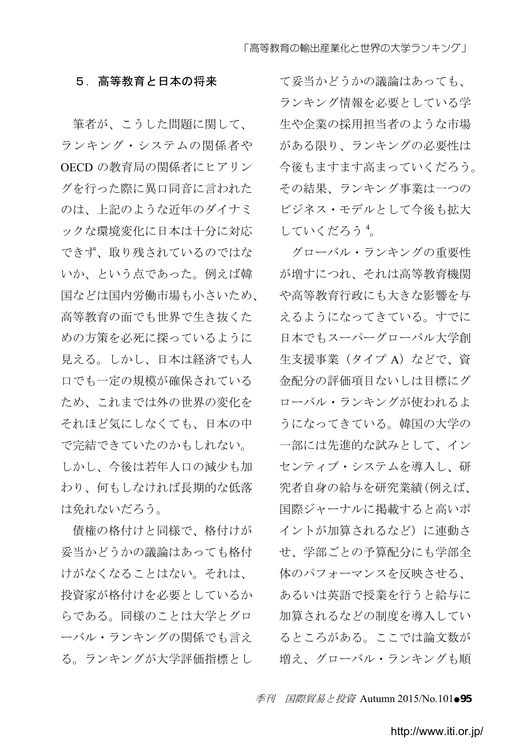## 5．高等教育と日本の将来

筆者が、こうした問題に関して、ランキング・システムの関係者やOECDの教育局の関係者にヒアリングを行った際に異口同音に言われたのは、上記のような近年のダイナミックな環境変化に日本は十分に対応できず、取り残されているのではないか、という点であった。例えば韓国などは国内労働市場も小さいため、高等教育の面でも世界で生き抜くための方策を必死に探っているように見える。しかし、日本は経済でも人口でも一定の規模が確保されているため、これまでは外の世界の変化をそれほど気にしなくても、日本の中で完結できていたのかもしれない。しかし、今後は若年人口の減少も加わり、何もしなければ長期的な低落は免れないだろう。

債権の格付けと同様で、格付けが妥当かどうかの議論はあっても格付けがなくなることはない。それは、投資家が格付けを必要としているからである。同様のことは大学とグローバル・ランキングの関係でも言える。ランキングが大学評価指標として妥当かどうかの議論はあっても、ランキング情報を必要としている学生や企業の採用担当者のような市場がある限り、ランキングの必要性は今後もますます高まっていくだろう。その結果、ランキング事業は一つのビジネス・モデルとして今後も拡大していくだろう[4]。

グローバル・ランキングの重要性が増すにつれ、それは高等教育機関や高等教育行政にも大きな影響を与えるようになってきている。すでに日本でもスーパーグローバル大学創生支援事業（タイプA）などで、資金配分の評価項目ないしは目標にグローバル・ランキングが使われるようになってきている。韓国の大学の一部には先進的な試みとして、インセンティブ・システムを導入し、研究者自身の給与を研究業績(例えば、国際ジャーナルに掲載すると高いポイントが加算されるなど）に連動させ、学部ごとの予算配分にも学部全体のパフォーマンスを反映させる、あるいは英語で授業を行うと給与に加算されるなどの制度を導入しているところがある。ここでは論文数が増え、グローバル・ランキングも順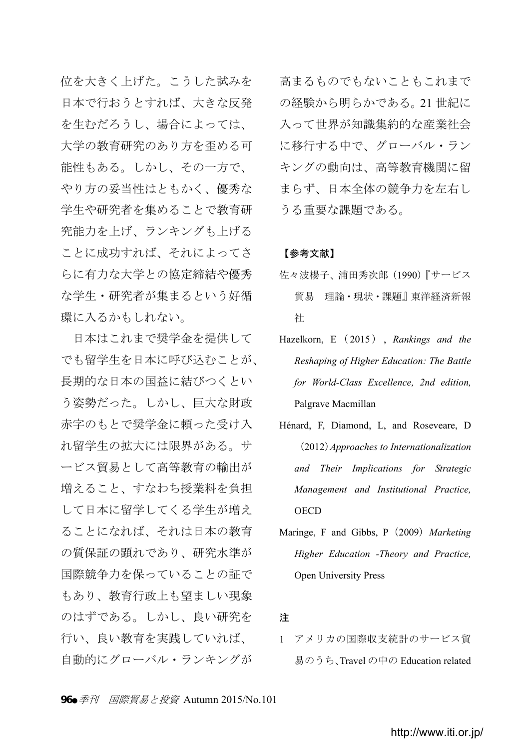位を大きく上げた。こうした試みを日本で行おうとすれば、大きな反発を生むだろうし、場合によっては、大学の教育研究のあり方を歪める可能性もある。しかし、その一方で、やり方の妥当性はともかく、優秀な学生や研究者を集めることで教育研究能力を上げ、ランキングも上げることに成功すれば、それによってさらに有力な大学との協定締結や優秀な学生・研究者が集まるという好循環に入るかもしれない。

日本はこれまで奨学金を提供してでも留学生を日本に呼び込むことが、長期的な日本の国益に結びつくという姿勢だった。しかし、巨大な財政赤字のもとで奨学金に頼った受け入れ留学生の拡大には限界がある。サービス貿易として高等教育の輸出が増えること、すなわち授業料を負担して日本に留学してくる学生が増えることになれば、それは日本の教育の質保証の顕れであり、研究水準が国際競争力を保っていることの証でもあり、教育行政上も望ましい現象のはずである。しかし、良い研究を行い、良い教育を実践していれば、自動的にグローバル・ランキングが高まるものでもないこともこれまでの経験から明らかである。21 世紀に入って世界が知識集約的な産業社会に移行する中で、グローバル・ランキングの動向は、高等教育機関に留まらず、日本全体の競争力を左右しうる重要な課題である。

**【参考文献】**

佐々波楊子、浦田秀次郎（1990）『サービス貿易　理論・現状・課題』東洋経済新報社

Hazelkorn, E（2015）, *Rankings and the Reshaping of Higher Education: The Battle for World-Class Excellence, 2nd edition,* Palgrave Macmillan

Hénard, F, Diamond, L, and Roseveare, D（2012）*Approaches to Internationalization and Their Implications for Strategic Management and Institutional Practice,* OECD

Maringe, F and Gibbs, P（2009）*Marketing Higher Education -Theory and Practice,* Open University Press

**注**

1 アメリカの国際収支統計のサービス貿易のうち、Travel の中の Education related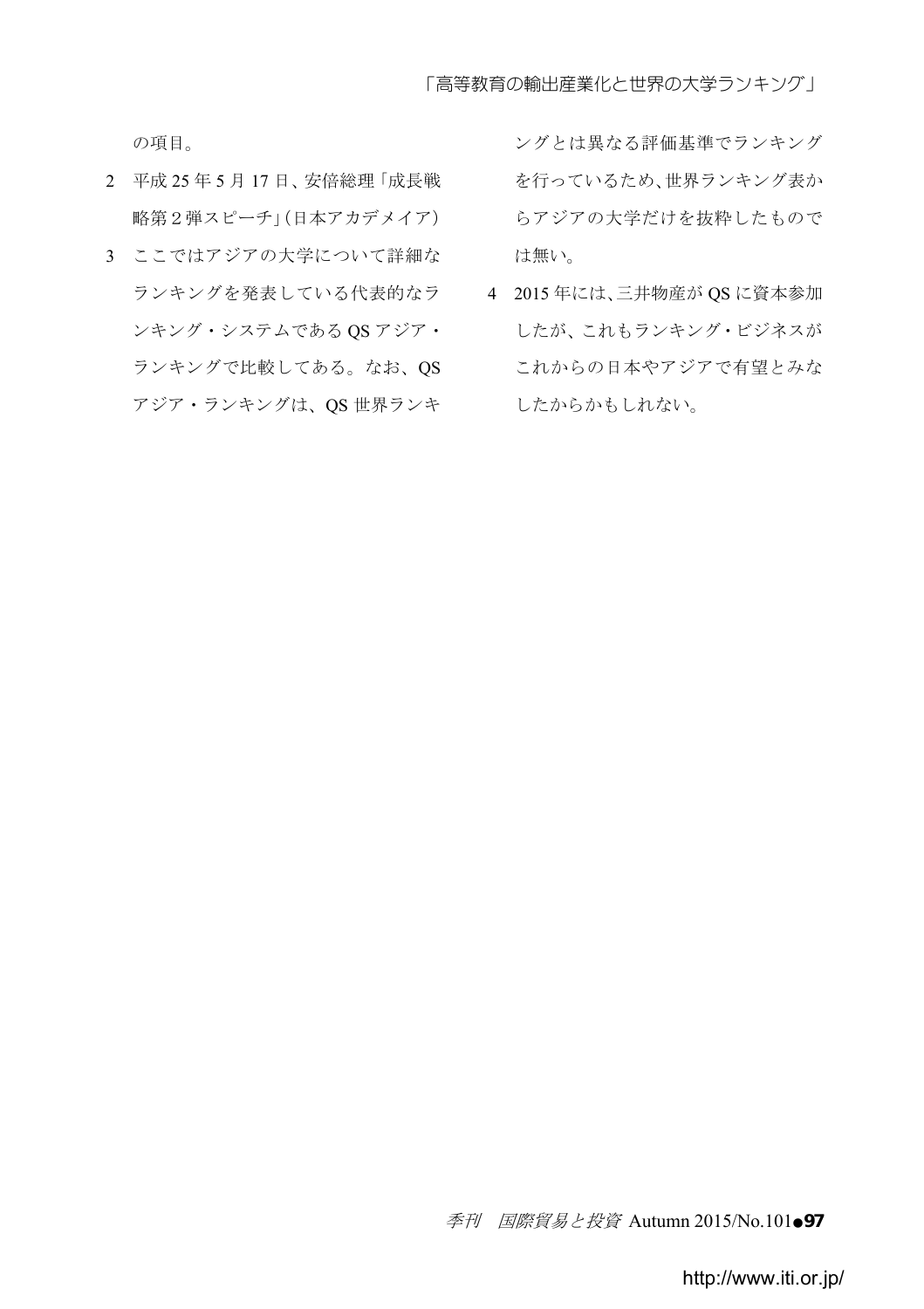の項目。

2 平成 25 年 5 月 17 日、安倍総理「成長戦略第２弾スピーチ」(日本アカデメイア)

3 ここではアジアの大学について詳細なランキングを発表している代表的なランキング・システムである QS アジア・ランキングで比較してある。なお、QS アジア・ランキングは、QS 世界ランキングとは異なる評価基準でランキングを行っているため、世界ランキング表からアジアの大学だけを抜粋したものでは無い。

4 2015 年には、三井物産が QS に資本参加したが、これもランキング・ビジネスがこれからの日本やアジアで有望とみなしたからかもしれない。